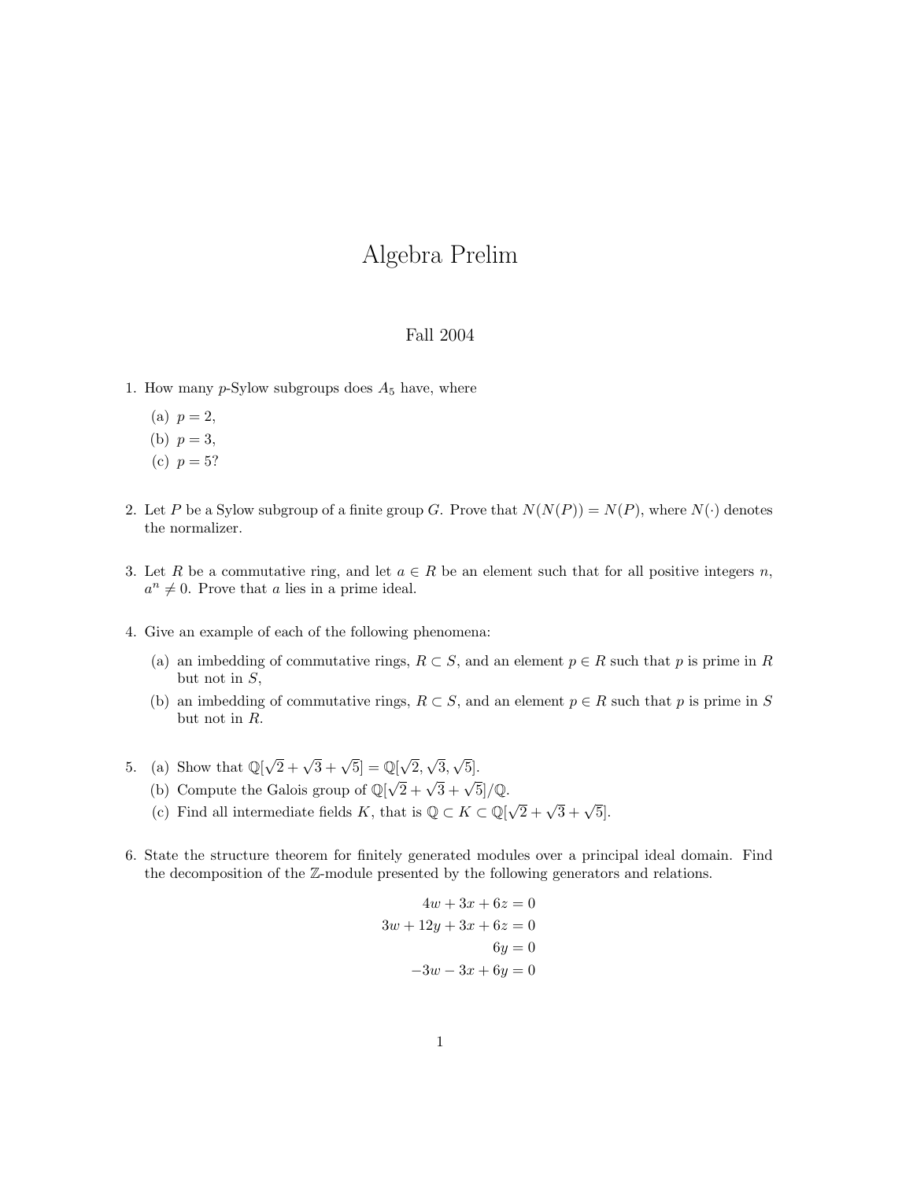# Algebra Prelim

Fall 2004

1. How many $p$-Sylow subgroups does $A_5$ have, where
   (a) $p = 2$,
   (b) $p = 3$,
   (c) $p = 5$?

2. Let $P$ be a Sylow subgroup of a finite group $G$. Prove that $N(N(P)) = N(P)$, where $N(\cdot)$ denotes the normalizer.

3. Let $R$ be a commutative ring, and let $a \in R$ be an element such that for all positive integers $n$, $a^n \neq 0$. Prove that $a$ lies in a prime ideal.

4. Give an example of each of the following phenomena:
   (a) an imbedding of commutative rings, $R \subset S$, and an element $p \in R$ such that $p$ is prime in $R$ but not in $S$,
   (b) an imbedding of commutative rings, $R \subset S$, and an element $p \in R$ such that $p$ is prime in $S$ but not in $R$.

5. (a) Show that $\mathbb{Q}[\sqrt{2} + \sqrt{3} + \sqrt{5}] = \mathbb{Q}[\sqrt{2}, \sqrt{3}, \sqrt{5}]$.
   (b) Compute the Galois group of $\mathbb{Q}[\sqrt{2} + \sqrt{3} + \sqrt{5}]/\mathbb{Q}$.
   (c) Find all intermediate fields $K$, that is $\mathbb{Q} \subset K \subset \mathbb{Q}[\sqrt{2} + \sqrt{3} + \sqrt{5}]$.

6. State the structure theorem for finitely generated modules over a principal ideal domain. Find the decomposition of the $\mathbb{Z}$-module presented by the following generators and relations.

$$
\begin{aligned}
4w + 3x + 6z &= 0 \\
3w + 12y + 3x + 6z &= 0 \\
6y &= 0 \\
-3w - 3x + 6y &= 0
\end{aligned}
$$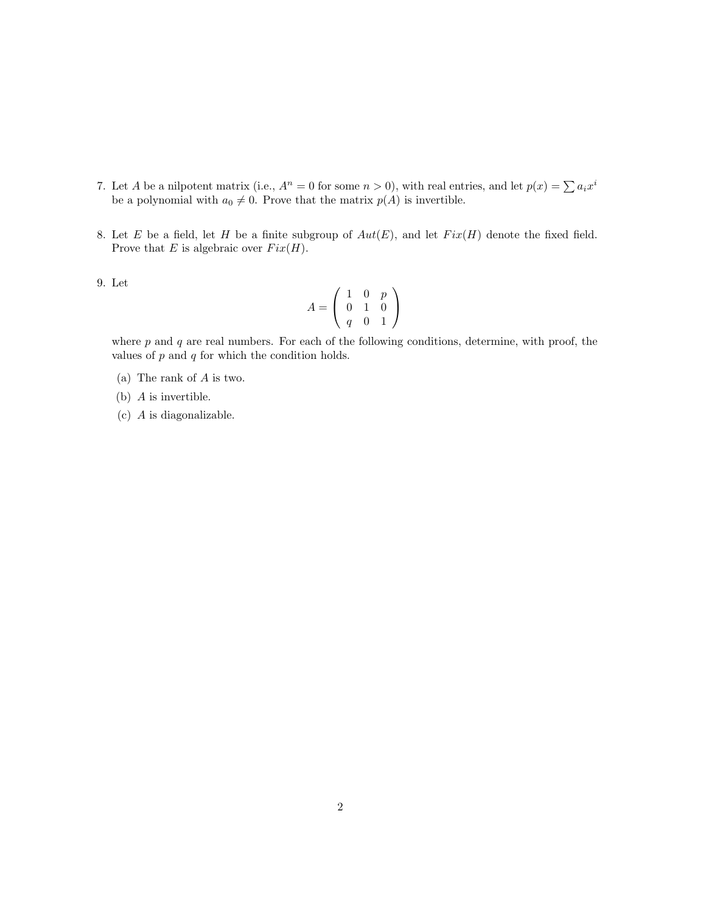7. Let $A$ be a nilpotent matrix (i.e., $A^n = 0$ for some $n > 0$), with real entries, and let $p(x) = \sum a_i x^i$ be a polynomial with $a_0 \neq 0$. Prove that the matrix $p(A)$ is invertible.

8. Let $E$ be a field, let $H$ be a finite subgroup of $Aut(E)$, and let $Fix(H)$ denote the fixed field. Prove that $E$ is algebraic over $Fix(H)$.

9. Let

$$A = \begin{pmatrix} 1 & 0 & p \\ 0 & 1 & 0 \\ q & 0 & 1 \end{pmatrix}$$

where $p$ and $q$ are real numbers. For each of the following conditions, determine, with proof, the values of $p$ and $q$ for which the condition holds.

   (a) The rank of $A$ is two.

   (b) $A$ is invertible.

   (c) $A$ is diagonalizable.